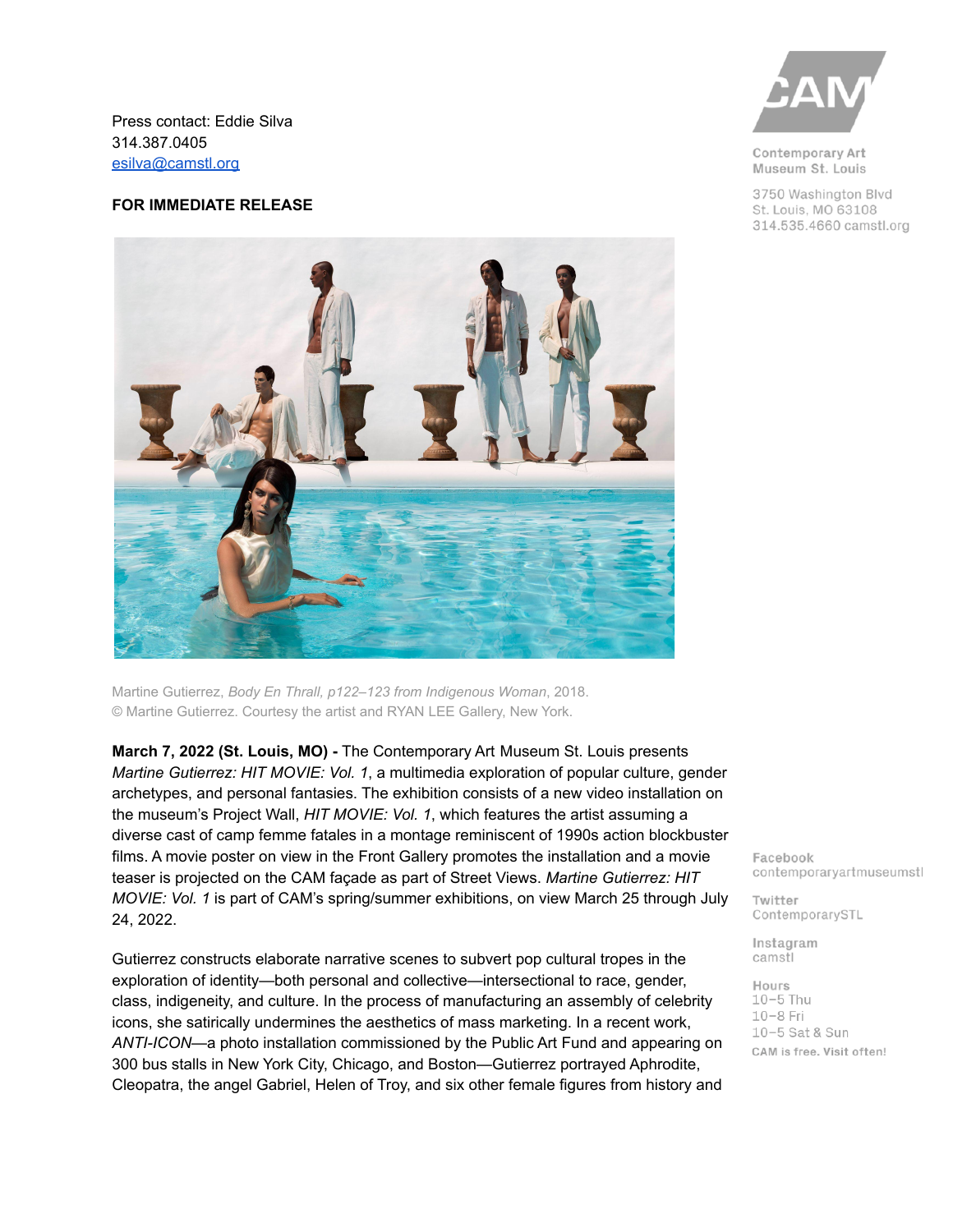Press contact: Eddie Silva
314.387.0405
esilva@camstl.org

**FOR IMMEDIATE RELEASE**

Martine Gutierrez, *Body En Thrall, p122–123 from Indigenous Woman*, 2018.
© Martine Gutierrez. Courtesy the artist and RYAN LEE Gallery, New York.

CAM
Contemporary Art Museum St. Louis
3750 Washington Blvd
St. Louis, MO 63108
314.535.4660 camstl.org

**March 7, 2022 (St. Louis, MO) -** The Contemporary Art Museum St. Louis presents *Martine Gutierrez: HIT MOVIE: Vol. 1*, a multimedia exploration of popular culture, gender archetypes, and personal fantasies. The exhibition consists of a new video installation on the museum's Project Wall, *HIT MOVIE: Vol. 1*, which features the artist assuming a diverse cast of camp femme fatales in a montage reminiscent of 1990s action blockbuster films. A movie poster on view in the Front Gallery promotes the installation and a movie teaser is projected on the CAM façade as part of Street Views. *Martine Gutierrez: HIT MOVIE: Vol. 1* is part of CAM's spring/summer exhibitions, on view March 25 through July 24, 2022.

Gutierrez constructs elaborate narrative scenes to subvert pop cultural tropes in the exploration of identity—both personal and collective—intersectional to race, gender, class, indigeneity, and culture. In the process of manufacturing an assembly of celebrity icons, she satirically undermines the aesthetics of mass marketing. In a recent work, *ANTI-ICON*—a photo installation commissioned by the Public Art Fund and appearing on 300 bus stalls in New York City, Chicago, and Boston—Gutierrez portrayed Aphrodite, Cleopatra, the angel Gabriel, Helen of Troy, and six other female figures from history and

Facebook
contemporaryartmuseumstl

Twitter
ContemporarySTL

Instagram
camstl

Hours
10–5 Thu
10–8 Fri
10–5 Sat & Sun

CAM is free. Visit often!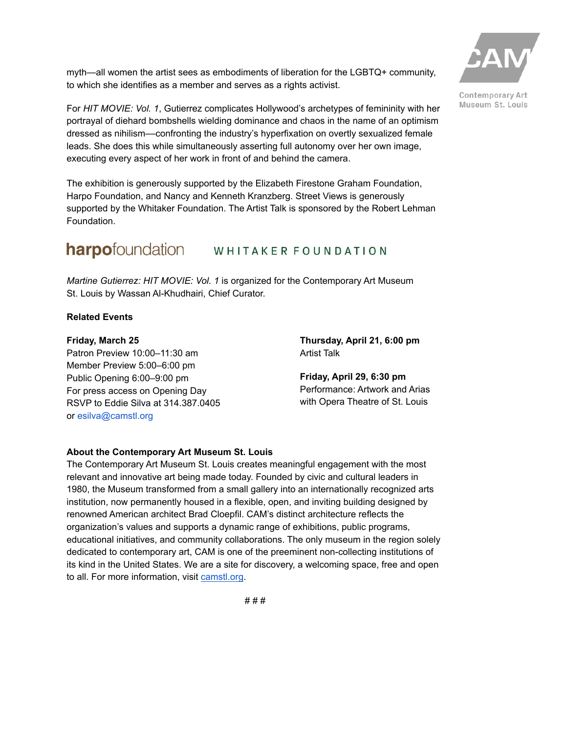myth—all women the artist sees as embodiments of liberation for the LGBTQ+ community, to which she identifies as a member and serves as a rights activist.

For *HIT MOVIE: Vol. 1*, Gutierrez complicates Hollywood's archetypes of femininity with her portrayal of diehard bombshells wielding dominance and chaos in the name of an optimism dressed as nihilism—confronting the industry's hyperfixation on overtly sexualized female leads. She does this while simultaneously asserting full autonomy over her own image, executing every aspect of her work in front of and behind the camera.

The exhibition is generously supported by the Elizabeth Firestone Graham Foundation, Harpo Foundation, and Nancy and Kenneth Kranzberg. Street Views is generously supported by the Whitaker Foundation. The Artist Talk is sponsored by the Robert Lehman Foundation.

harpofoundation WHITAKER FOUNDATION

*Martine Gutierrez: HIT MOVIE: Vol. 1* is organized for the Contemporary Art Museum St. Louis by Wassan Al-Khudhairi, Chief Curator.

**Related Events**

**Friday, March 25**
Patron Preview 10:00–11:30 am
Member Preview 5:00–6:00 pm
Public Opening 6:00–9:00 pm
For press access on Opening Day
RSVP to Eddie Silva at 314.387.0405
or esilva@camstl.org

**Thursday, April 21, 6:00 pm**
Artist Talk

**Friday, April 29, 6:30 pm**
Performance: Artwork and Arias
with Opera Theatre of St. Louis

**About the Contemporary Art Museum St. Louis**
The Contemporary Art Museum St. Louis creates meaningful engagement with the most relevant and innovative art being made today. Founded by civic and cultural leaders in 1980, the Museum transformed from a small gallery into an internationally recognized arts institution, now permanently housed in a flexible, open, and inviting building designed by renowned American architect Brad Cloepfil. CAM's distinct architecture reflects the organization's values and supports a dynamic range of exhibitions, public programs, educational initiatives, and community collaborations. The only museum in the region solely dedicated to contemporary art, CAM is one of the preeminent non-collecting institutions of its kind in the United States. We are a site for discovery, a welcoming space, free and open to all. For more information, visit camstl.org.

# # #